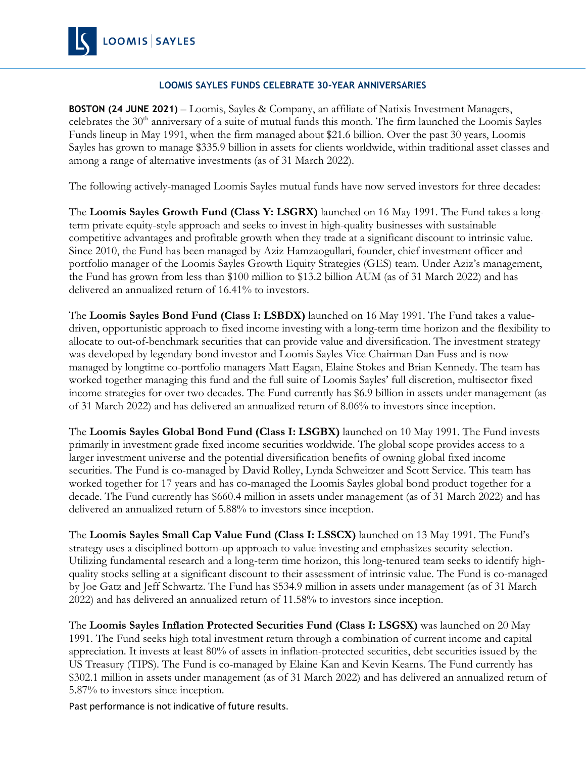LOOMIS | SAYLES

## LOOMIS SAYLES FUNDS CELEBRATE 30-YEAR ANNIVERSARIES

**BOSTON (24 JUNE 2021)** – Loomis, Sayles & Company, an affiliate of Natixis Investment Managers, celebrates the 30th anniversary of a suite of mutual funds this month. The firm launched the Loomis Sayles Funds lineup in May 1991, when the firm managed about $21.6 billion. Over the past 30 years, Loomis Sayles has grown to manage $335.9 billion in assets for clients worldwide, within traditional asset classes and among a range of alternative investments (as of 31 March 2022).

The following actively-managed Loomis Sayles mutual funds have now served investors for three decades:

The **Loomis Sayles Growth Fund (Class Y: LSGRX)** launched on 16 May 1991. The Fund takes a long-term private equity-style approach and seeks to invest in high-quality businesses with sustainable competitive advantages and profitable growth when they trade at a significant discount to intrinsic value. Since 2010, the Fund has been managed by Aziz Hamzaogullari, founder, chief investment officer and portfolio manager of the Loomis Sayles Growth Equity Strategies (GES) team. Under Aziz's management, the Fund has grown from less than $100 million to $13.2 billion AUM (as of 31 March 2022) and has delivered an annualized return of 16.41% to investors.

The **Loomis Sayles Bond Fund (Class I: LSBDX)** launched on 16 May 1991. The Fund takes a value-driven, opportunistic approach to fixed income investing with a long-term time horizon and the flexibility to allocate to out-of-benchmark securities that can provide value and diversification. The investment strategy was developed by legendary bond investor and Loomis Sayles Vice Chairman Dan Fuss and is now managed by longtime co-portfolio managers Matt Eagan, Elaine Stokes and Brian Kennedy. The team has worked together managing this fund and the full suite of Loomis Sayles' full discretion, multisector fixed income strategies for over two decades. The Fund currently has $6.9 billion in assets under management (as of 31 March 2022) and has delivered an annualized return of 8.06% to investors since inception.

The **Loomis Sayles Global Bond Fund (Class I: LSGBX)** launched on 10 May 1991. The Fund invests primarily in investment grade fixed income securities worldwide. The global scope provides access to a larger investment universe and the potential diversification benefits of owning global fixed income securities. The Fund is co-managed by David Rolley, Lynda Schweitzer and Scott Service. This team has worked together for 17 years and has co-managed the Loomis Sayles global bond product together for a decade. The Fund currently has $660.4 million in assets under management (as of 31 March 2022) and has delivered an annualized return of 5.88% to investors since inception.

The **Loomis Sayles Small Cap Value Fund (Class I: LSSCX)** launched on 13 May 1991. The Fund's strategy uses a disciplined bottom-up approach to value investing and emphasizes security selection. Utilizing fundamental research and a long-term time horizon, this long-tenured team seeks to identify high-quality stocks selling at a significant discount to their assessment of intrinsic value. The Fund is co-managed by Joe Gatz and Jeff Schwartz. The Fund has $534.9 million in assets under management (as of 31 March 2022) and has delivered an annualized return of 11.58% to investors since inception.

The **Loomis Sayles Inflation Protected Securities Fund (Class I: LSGSX)** was launched on 20 May 1991. The Fund seeks high total investment return through a combination of current income and capital appreciation. It invests at least 80% of assets in inflation-protected securities, debt securities issued by the US Treasury (TIPS). The Fund is co-managed by Elaine Kan and Kevin Kearns. The Fund currently has $302.1 million in assets under management (as of 31 March 2022) and has delivered an annualized return of 5.87% to investors since inception.

Past performance is not indicative of future results.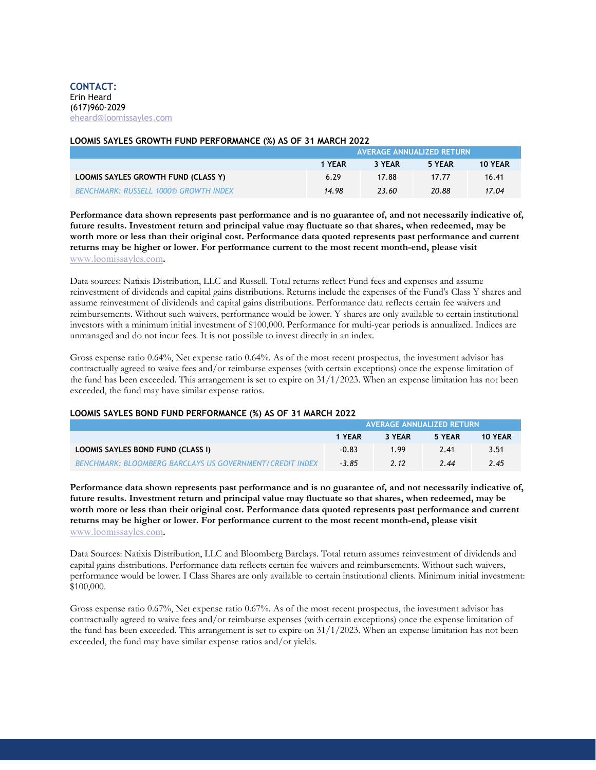**CONTACT:**
Erin Heard
(617)960-2029
eheard@loomissayles.com

**LOOMIS SAYLES GROWTH FUND PERFORMANCE (%) AS OF 31 MARCH 2022**

| | AVERAGE ANNUALIZED RETURN | | | |
|---|---|---|---|---|
| | 1 YEAR | 3 YEAR | 5 YEAR | 10 YEAR |
| LOOMIS SAYLES GROWTH FUND (CLASS Y) | 6.29 | 17.88 | 17.77 | 16.41 |
| *BENCHMARK: RUSSELL 1000® GROWTH INDEX* | *14.98* | *23.60* | *20.88* | *17.04* |

**Performance data shown represents past performance and is no guarantee of, and not necessarily indicative of, future results. Investment return and principal value may fluctuate so that shares, when redeemed, may be worth more or less than their original cost. Performance data quoted represents past performance and current returns may be higher or lower. For performance current to the most recent month-end, please visit www.loomissayles.com.**

Data sources: Natixis Distribution, LLC and Russell. Total returns reflect Fund fees and expenses and assume reinvestment of dividends and capital gains distributions. Returns include the expenses of the Fund's Class Y shares and assume reinvestment of dividends and capital gains distributions. Performance data reflects certain fee waivers and reimbursements. Without such waivers, performance would be lower. Y shares are only available to certain institutional investors with a minimum initial investment of $100,000. Performance for multi-year periods is annualized. Indices are unmanaged and do not incur fees. It is not possible to invest directly in an index.

Gross expense ratio 0.64%, Net expense ratio 0.64%. As of the most recent prospectus, the investment advisor has contractually agreed to waive fees and/or reimburse expenses (with certain exceptions) once the expense limitation of the fund has been exceeded. This arrangement is set to expire on 31/1/2023. When an expense limitation has not been exceeded, the fund may have similar expense ratios.

**LOOMIS SAYLES BOND FUND PERFORMANCE (%) AS OF 31 MARCH 2022**

| | AVERAGE ANNUALIZED RETURN | | | |
|---|---|---|---|---|
| | 1 YEAR | 3 YEAR | 5 YEAR | 10 YEAR |
| LOOMIS SAYLES BOND FUND (CLASS I) | -0.83 | 1.99 | 2.41 | 3.51 |
| *BENCHMARK: BLOOMBERG BARCLAYS US GOVERNMENT/CREDIT INDEX* | *-3.85* | *2.12* | *2.44* | *2.45* |

**Performance data shown represents past performance and is no guarantee of, and not necessarily indicative of, future results. Investment return and principal value may fluctuate so that shares, when redeemed, may be worth more or less than their original cost. Performance data quoted represents past performance and current returns may be higher or lower. For performance current to the most recent month-end, please visit www.loomissayles.com.**

Data Sources: Natixis Distribution, LLC and Bloomberg Barclays. Total return assumes reinvestment of dividends and capital gains distributions. Performance data reflects certain fee waivers and reimbursements. Without such waivers, performance would be lower. I Class Shares are only available to certain institutional clients. Minimum initial investment: $100,000.

Gross expense ratio 0.67%, Net expense ratio 0.67%. As of the most recent prospectus, the investment advisor has contractually agreed to waive fees and/or reimburse expenses (with certain exceptions) once the expense limitation of the fund has been exceeded. This arrangement is set to expire on 31/1/2023. When an expense limitation has not been exceeded, the fund may have similar expense ratios and/or yields.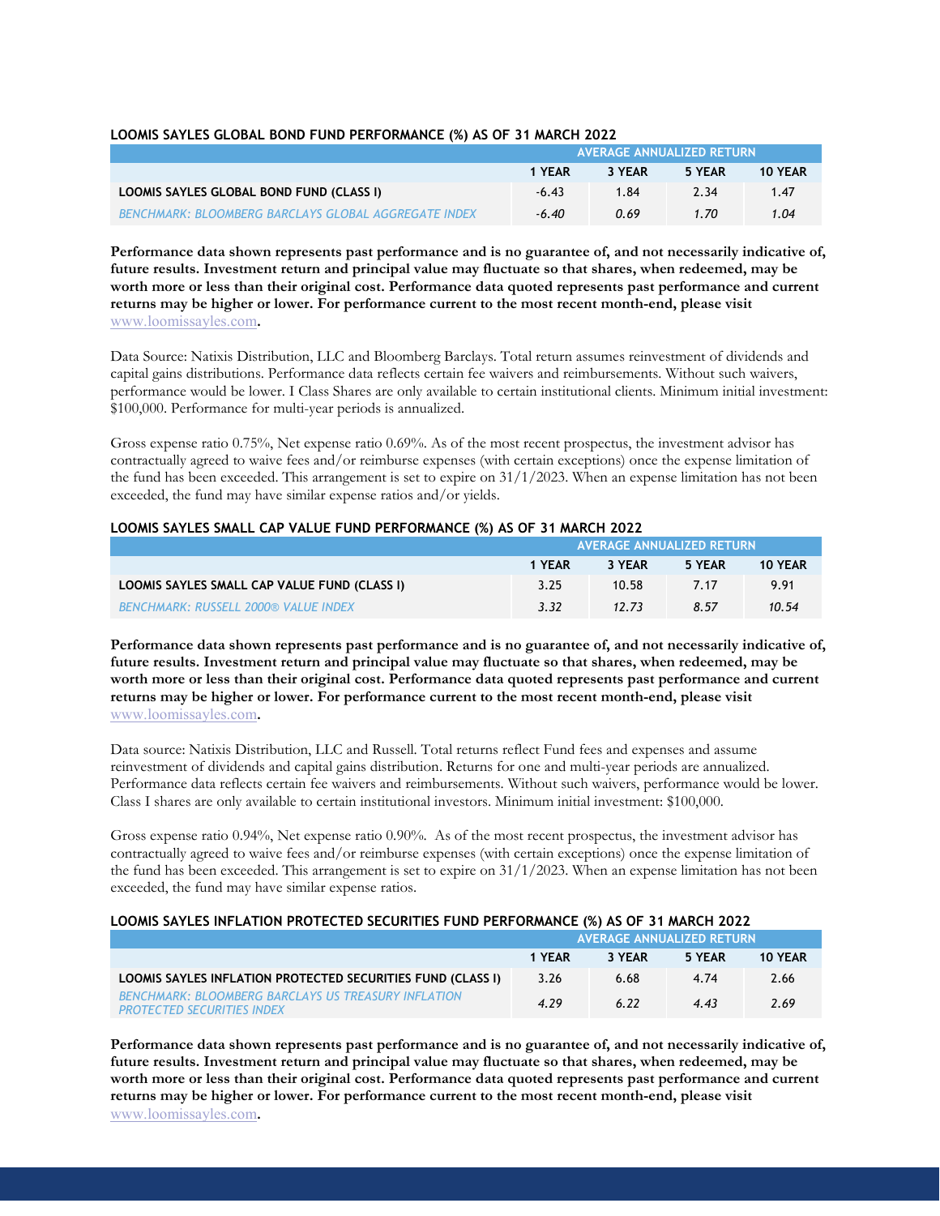### LOOMIS SAYLES GLOBAL BOND FUND PERFORMANCE (%) AS OF 31 MARCH 2022

| | AVERAGE ANNUALIZED RETURN | | | |
|---|---|---|---|---|
| | 1 YEAR | 3 YEAR | 5 YEAR | 10 YEAR |
| **LOOMIS SAYLES GLOBAL BOND FUND (CLASS I)** | -6.43 | 1.84 | 2.34 | 1.47 |
| *BENCHMARK: BLOOMBERG BARCLAYS GLOBAL AGGREGATE INDEX* | *-6.40* | *0.69* | *1.70* | *1.04* |

**Performance data shown represents past performance and is no guarantee of, and not necessarily indicative of, future results. Investment return and principal value may fluctuate so that shares, when redeemed, may be worth more or less than their original cost. Performance data quoted represents past performance and current returns may be higher or lower. For performance current to the most recent month-end, please visit www.loomissayles.com.**

Data Source: Natixis Distribution, LLC and Bloomberg Barclays. Total return assumes reinvestment of dividends and capital gains distributions. Performance data reflects certain fee waivers and reimbursements. Without such waivers, performance would be lower. I Class Shares are only available to certain institutional clients. Minimum initial investment: $100,000. Performance for multi-year periods is annualized.

Gross expense ratio 0.75%, Net expense ratio 0.69%. As of the most recent prospectus, the investment advisor has contractually agreed to waive fees and/or reimburse expenses (with certain exceptions) once the expense limitation of the fund has been exceeded. This arrangement is set to expire on 31/1/2023. When an expense limitation has not been exceeded, the fund may have similar expense ratios and/or yields.

### LOOMIS SAYLES SMALL CAP VALUE FUND PERFORMANCE (%) AS OF 31 MARCH 2022

| | AVERAGE ANNUALIZED RETURN | | | |
|---|---|---|---|---|
| | 1 YEAR | 3 YEAR | 5 YEAR | 10 YEAR |
| **LOOMIS SAYLES SMALL CAP VALUE FUND (CLASS I)** | 3.25 | 10.58 | 7.17 | 9.91 |
| *BENCHMARK: RUSSELL 2000® VALUE INDEX* | *3.32* | *12.73* | *8.57* | *10.54* |

**Performance data shown represents past performance and is no guarantee of, and not necessarily indicative of, future results. Investment return and principal value may fluctuate so that shares, when redeemed, may be worth more or less than their original cost. Performance data quoted represents past performance and current returns may be higher or lower. For performance current to the most recent month-end, please visit www.loomissayles.com.**

Data source: Natixis Distribution, LLC and Russell. Total returns reflect Fund fees and expenses and assume reinvestment of dividends and capital gains distribution. Returns for one and multi-year periods are annualized. Performance data reflects certain fee waivers and reimbursements. Without such waivers, performance would be lower. Class I shares are only available to certain institutional investors. Minimum initial investment: $100,000.

Gross expense ratio 0.94%, Net expense ratio 0.90%. As of the most recent prospectus, the investment advisor has contractually agreed to waive fees and/or reimburse expenses (with certain exceptions) once the expense limitation of the fund has been exceeded. This arrangement is set to expire on 31/1/2023. When an expense limitation has not been exceeded, the fund may have similar expense ratios.

### LOOMIS SAYLES INFLATION PROTECTED SECURITIES FUND PERFORMANCE (%) AS OF 31 MARCH 2022

| | AVERAGE ANNUALIZED RETURN | | | |
|---|---|---|---|---|
| | 1 YEAR | 3 YEAR | 5 YEAR | 10 YEAR |
| **LOOMIS SAYLES INFLATION PROTECTED SECURITIES FUND (CLASS I)** | 3.26 | 6.68 | 4.74 | 2.66 |
| *BENCHMARK: BLOOMBERG BARCLAYS US TREASURY INFLATION PROTECTED SECURITIES INDEX* | *4.29* | *6.22* | *4.43* | *2.69* |

**Performance data shown represents past performance and is no guarantee of, and not necessarily indicative of, future results. Investment return and principal value may fluctuate so that shares, when redeemed, may be worth more or less than their original cost. Performance data quoted represents past performance and current returns may be higher or lower. For performance current to the most recent month-end, please visit www.loomissayles.com.**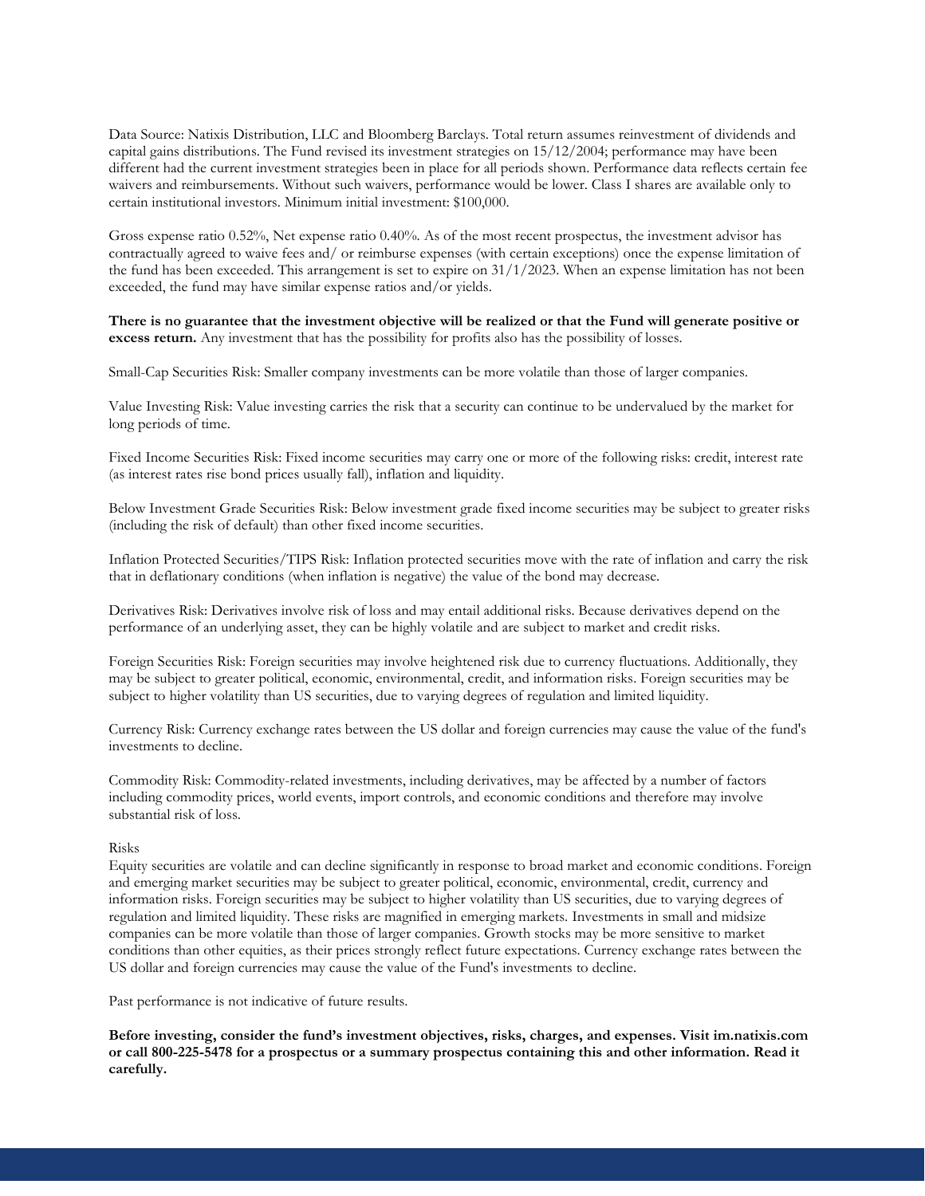Data Source: Natixis Distribution, LLC and Bloomberg Barclays. Total return assumes reinvestment of dividends and capital gains distributions. The Fund revised its investment strategies on 15/12/2004; performance may have been different had the current investment strategies been in place for all periods shown. Performance data reflects certain fee waivers and reimbursements. Without such waivers, performance would be lower. Class I shares are available only to certain institutional investors. Minimum initial investment: $100,000.

Gross expense ratio 0.52%, Net expense ratio 0.40%. As of the most recent prospectus, the investment advisor has contractually agreed to waive fees and/ or reimburse expenses (with certain exceptions) once the expense limitation of the fund has been exceeded. This arrangement is set to expire on 31/1/2023. When an expense limitation has not been exceeded, the fund may have similar expense ratios and/or yields.

**There is no guarantee that the investment objective will be realized or that the Fund will generate positive or excess return.** Any investment that has the possibility for profits also has the possibility of losses.

Small-Cap Securities Risk: Smaller company investments can be more volatile than those of larger companies.

Value Investing Risk: Value investing carries the risk that a security can continue to be undervalued by the market for long periods of time.

Fixed Income Securities Risk: Fixed income securities may carry one or more of the following risks: credit, interest rate (as interest rates rise bond prices usually fall), inflation and liquidity.

Below Investment Grade Securities Risk: Below investment grade fixed income securities may be subject to greater risks (including the risk of default) than other fixed income securities.

Inflation Protected Securities/TIPS Risk: Inflation protected securities move with the rate of inflation and carry the risk that in deflationary conditions (when inflation is negative) the value of the bond may decrease.

Derivatives Risk: Derivatives involve risk of loss and may entail additional risks. Because derivatives depend on the performance of an underlying asset, they can be highly volatile and are subject to market and credit risks.

Foreign Securities Risk: Foreign securities may involve heightened risk due to currency fluctuations. Additionally, they may be subject to greater political, economic, environmental, credit, and information risks. Foreign securities may be subject to higher volatility than US securities, due to varying degrees of regulation and limited liquidity.

Currency Risk: Currency exchange rates between the US dollar and foreign currencies may cause the value of the fund's investments to decline.

Commodity Risk: Commodity-related investments, including derivatives, may be affected by a number of factors including commodity prices, world events, import controls, and economic conditions and therefore may involve substantial risk of loss.

Risks

Equity securities are volatile and can decline significantly in response to broad market and economic conditions. Foreign and emerging market securities may be subject to greater political, economic, environmental, credit, currency and information risks. Foreign securities may be subject to higher volatility than US securities, due to varying degrees of regulation and limited liquidity. These risks are magnified in emerging markets. Investments in small and midsize companies can be more volatile than those of larger companies. Growth stocks may be more sensitive to market conditions than other equities, as their prices strongly reflect future expectations. Currency exchange rates between the US dollar and foreign currencies may cause the value of the Fund's investments to decline.

Past performance is not indicative of future results.

**Before investing, consider the fund's investment objectives, risks, charges, and expenses. Visit im.natixis.com or call 800-225-5478 for a prospectus or a summary prospectus containing this and other information. Read it carefully.**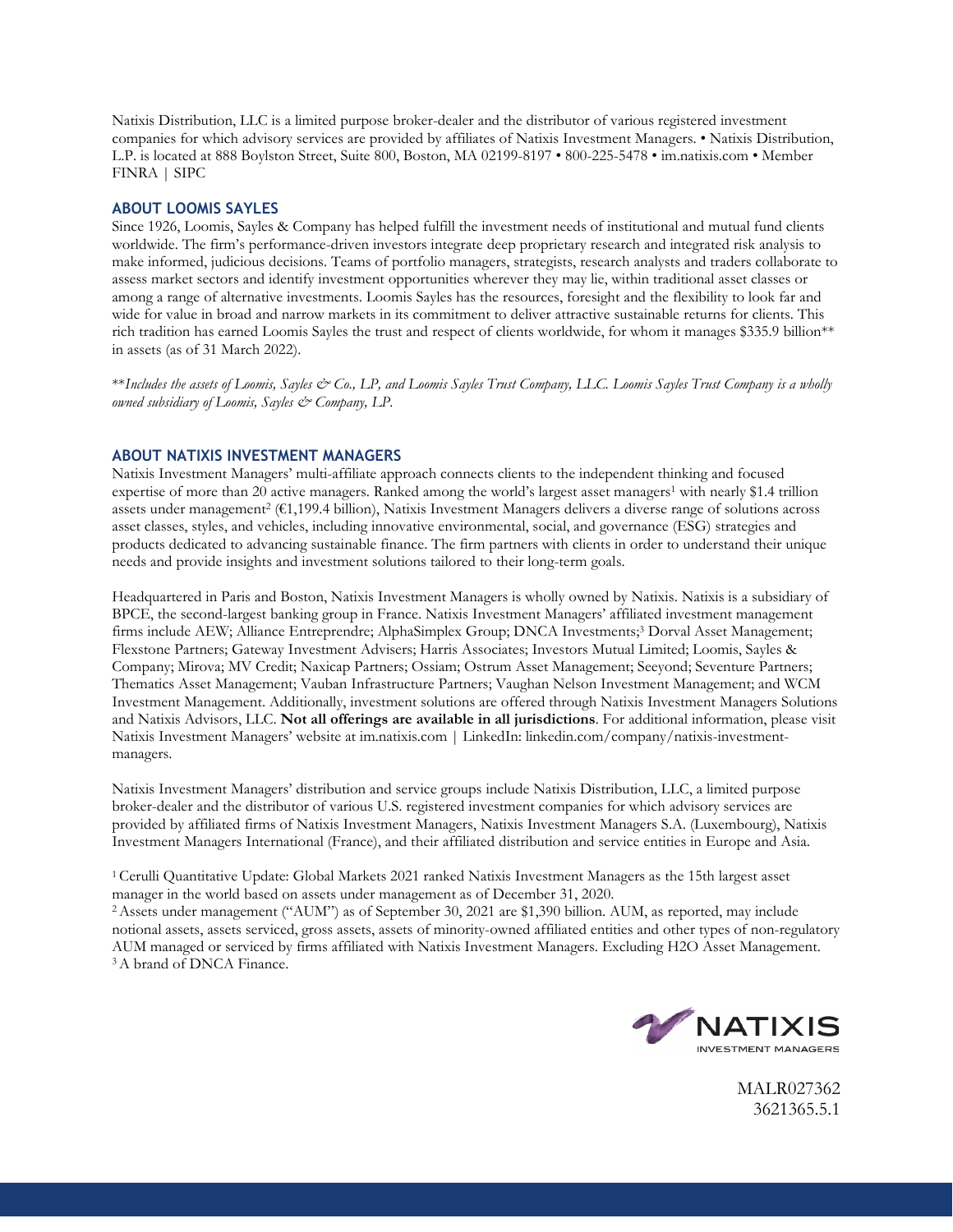Natixis Distribution, LLC is a limited purpose broker-dealer and the distributor of various registered investment companies for which advisory services are provided by affiliates of Natixis Investment Managers. • Natixis Distribution, L.P. is located at 888 Boylston Street, Suite 800, Boston, MA 02199-8197 • 800-225-5478 • im.natixis.com • Member FINRA | SIPC

## ABOUT LOOMIS SAYLES

Since 1926, Loomis, Sayles & Company has helped fulfill the investment needs of institutional and mutual fund clients worldwide. The firm's performance-driven investors integrate deep proprietary research and integrated risk analysis to make informed, judicious decisions. Teams of portfolio managers, strategists, research analysts and traders collaborate to assess market sectors and identify investment opportunities wherever they may lie, within traditional asset classes or among a range of alternative investments. Loomis Sayles has the resources, foresight and the flexibility to look far and wide for value in broad and narrow markets in its commitment to deliver attractive sustainable returns for clients. This rich tradition has earned Loomis Sayles the trust and respect of clients worldwide, for whom it manages $335.9 billion** in assets (as of 31 March 2022).

**\*\*Includes the assets of Loomis, Sayles & Co., LP, and Loomis Sayles Trust Company, LLC. Loomis Sayles Trust Company is a wholly owned subsidiary of Loomis, Sayles & Company, LP.*

## ABOUT NATIXIS INVESTMENT MANAGERS

Natixis Investment Managers' multi-affiliate approach connects clients to the independent thinking and focused expertise of more than 20 active managers. Ranked among the world's largest asset managers[1] with nearly $1.4 trillion assets under management[2] (€1,199.4 billion), Natixis Investment Managers delivers a diverse range of solutions across asset classes, styles, and vehicles, including innovative environmental, social, and governance (ESG) strategies and products dedicated to advancing sustainable finance. The firm partners with clients in order to understand their unique needs and provide insights and investment solutions tailored to their long-term goals.

Headquartered in Paris and Boston, Natixis Investment Managers is wholly owned by Natixis. Natixis is a subsidiary of BPCE, the second-largest banking group in France. Natixis Investment Managers' affiliated investment management firms include AEW; Alliance Entreprendre; AlphaSimplex Group; DNCA Investments;[3] Dorval Asset Management; Flexstone Partners; Gateway Investment Advisers; Harris Associates; Investors Mutual Limited; Loomis, Sayles & Company; Mirova; MV Credit; Naxicap Partners; Ossiam; Ostrum Asset Management; Seeyond; Seventure Partners; Thematics Asset Management; Vauban Infrastructure Partners; Vaughan Nelson Investment Management; and WCM Investment Management. Additionally, investment solutions are offered through Natixis Investment Managers Solutions and Natixis Advisors, LLC. **Not all offerings are available in all jurisdictions**. For additional information, please visit Natixis Investment Managers' website at im.natixis.com | LinkedIn: linkedin.com/company/natixis-investment-managers.

Natixis Investment Managers' distribution and service groups include Natixis Distribution, LLC, a limited purpose broker-dealer and the distributor of various U.S. registered investment companies for which advisory services are provided by affiliated firms of Natixis Investment Managers, Natixis Investment Managers S.A. (Luxembourg), Natixis Investment Managers International (France), and their affiliated distribution and service entities in Europe and Asia.

[1] Cerulli Quantitative Update: Global Markets 2021 ranked Natixis Investment Managers as the 15th largest asset manager in the world based on assets under management as of December 31, 2020.
[2] Assets under management ("AUM") as of September 30, 2021 are $1,390 billion. AUM, as reported, may include notional assets, assets serviced, gross assets, assets of minority-owned affiliated entities and other types of non-regulatory AUM managed or serviced by firms affiliated with Natixis Investment Managers. Excluding H2O Asset Management.
[3] A brand of DNCA Finance.

NATIXIS
INVESTMENT MANAGERS

MALR027362
3621365.5.1